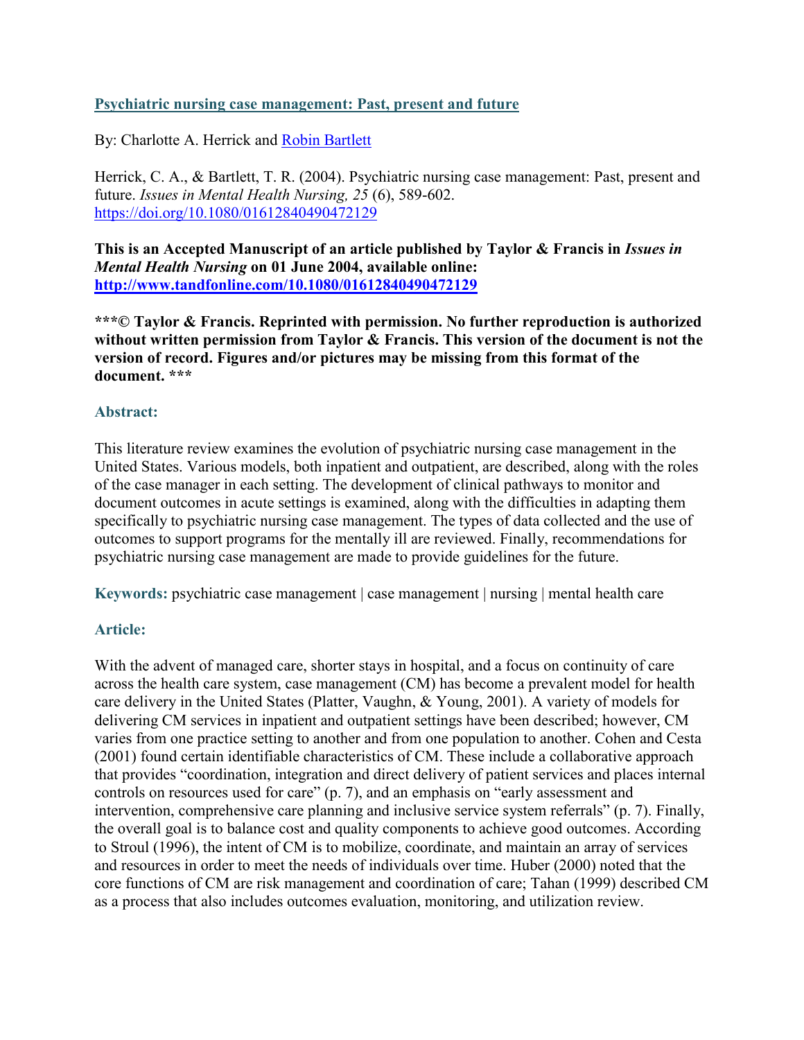# Psychiatric nursing case management: Past, present and future

By: Charlotte A. Herrick and Robin Bartlett

Herrick, C. A., & Bartlett, T. R. (2004). Psychiatric nursing case management: Past, present and future. *Issues in Mental Health Nursing, 25* (6), 589-602. https://doi.org/10.1080/01612840490472129

**This is an Accepted Manuscript of an article published by Taylor & Francis in *Issues in Mental Health Nursing* on 01 June 2004, available online: http://www.tandfonline.com/10.1080/01612840490472129**

**\*\*\*© Taylor & Francis. Reprinted with permission. No further reproduction is authorized without written permission from Taylor & Francis. This version of the document is not the version of record. Figures and/or pictures may be missing from this format of the document. \*\*\***

## Abstract:

This literature review examines the evolution of psychiatric nursing case management in the United States. Various models, both inpatient and outpatient, are described, along with the roles of the case manager in each setting. The development of clinical pathways to monitor and document outcomes in acute settings is examined, along with the difficulties in adapting them specifically to psychiatric nursing case management. The types of data collected and the use of outcomes to support programs for the mentally ill are reviewed. Finally, recommendations for psychiatric nursing case management are made to provide guidelines for the future.

**Keywords:** psychiatric case management | case management | nursing | mental health care

## Article:

With the advent of managed care, shorter stays in hospital, and a focus on continuity of care across the health care system, case management (CM) has become a prevalent model for health care delivery in the United States (Platter, Vaughn, & Young, 2001). A variety of models for delivering CM services in inpatient and outpatient settings have been described; however, CM varies from one practice setting to another and from one population to another. Cohen and Cesta (2001) found certain identifiable characteristics of CM. These include a collaborative approach that provides "coordination, integration and direct delivery of patient services and places internal controls on resources used for care" (p. 7), and an emphasis on "early assessment and intervention, comprehensive care planning and inclusive service system referrals" (p. 7). Finally, the overall goal is to balance cost and quality components to achieve good outcomes. According to Stroul (1996), the intent of CM is to mobilize, coordinate, and maintain an array of services and resources in order to meet the needs of individuals over time. Huber (2000) noted that the core functions of CM are risk management and coordination of care; Tahan (1999) described CM as a process that also includes outcomes evaluation, monitoring, and utilization review.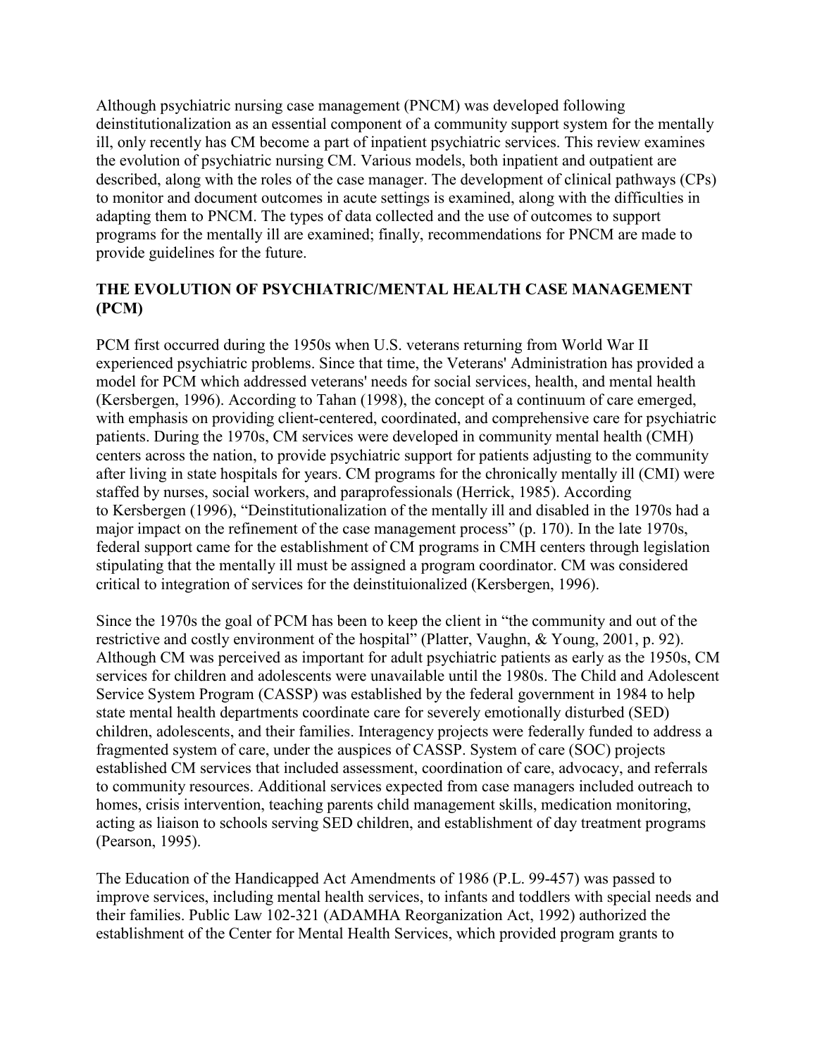Although psychiatric nursing case management (PNCM) was developed following deinstitutionalization as an essential component of a community support system for the mentally ill, only recently has CM become a part of inpatient psychiatric services. This review examines the evolution of psychiatric nursing CM. Various models, both inpatient and outpatient are described, along with the roles of the case manager. The development of clinical pathways (CPs) to monitor and document outcomes in acute settings is examined, along with the difficulties in adapting them to PNCM. The types of data collected and the use of outcomes to support programs for the mentally ill are examined; finally, recommendations for PNCM are made to provide guidelines for the future.

## THE EVOLUTION OF PSYCHIATRIC/MENTAL HEALTH CASE MANAGEMENT (PCM)

PCM first occurred during the 1950s when U.S. veterans returning from World War II experienced psychiatric problems. Since that time, the Veterans' Administration has provided a model for PCM which addressed veterans' needs for social services, health, and mental health (Kersbergen, 1996). According to Tahan (1998), the concept of a continuum of care emerged, with emphasis on providing client-centered, coordinated, and comprehensive care for psychiatric patients. During the 1970s, CM services were developed in community mental health (CMH) centers across the nation, to provide psychiatric support for patients adjusting to the community after living in state hospitals for years. CM programs for the chronically mentally ill (CMI) were staffed by nurses, social workers, and paraprofessionals (Herrick, 1985). According to Kersbergen (1996), "Deinstitutionalization of the mentally ill and disabled in the 1970s had a major impact on the refinement of the case management process" (p. 170). In the late 1970s, federal support came for the establishment of CM programs in CMH centers through legislation stipulating that the mentally ill must be assigned a program coordinator. CM was considered critical to integration of services for the deinstituionalized (Kersbergen, 1996).

Since the 1970s the goal of PCM has been to keep the client in "the community and out of the restrictive and costly environment of the hospital" (Platter, Vaughn, & Young, 2001, p. 92). Although CM was perceived as important for adult psychiatric patients as early as the 1950s, CM services for children and adolescents were unavailable until the 1980s. The Child and Adolescent Service System Program (CASSP) was established by the federal government in 1984 to help state mental health departments coordinate care for severely emotionally disturbed (SED) children, adolescents, and their families. Interagency projects were federally funded to address a fragmented system of care, under the auspices of CASSP. System of care (SOC) projects established CM services that included assessment, coordination of care, advocacy, and referrals to community resources. Additional services expected from case managers included outreach to homes, crisis intervention, teaching parents child management skills, medication monitoring, acting as liaison to schools serving SED children, and establishment of day treatment programs (Pearson, 1995).

The Education of the Handicapped Act Amendments of 1986 (P.L. 99-457) was passed to improve services, including mental health services, to infants and toddlers with special needs and their families. Public Law 102-321 (ADAMHA Reorganization Act, 1992) authorized the establishment of the Center for Mental Health Services, which provided program grants to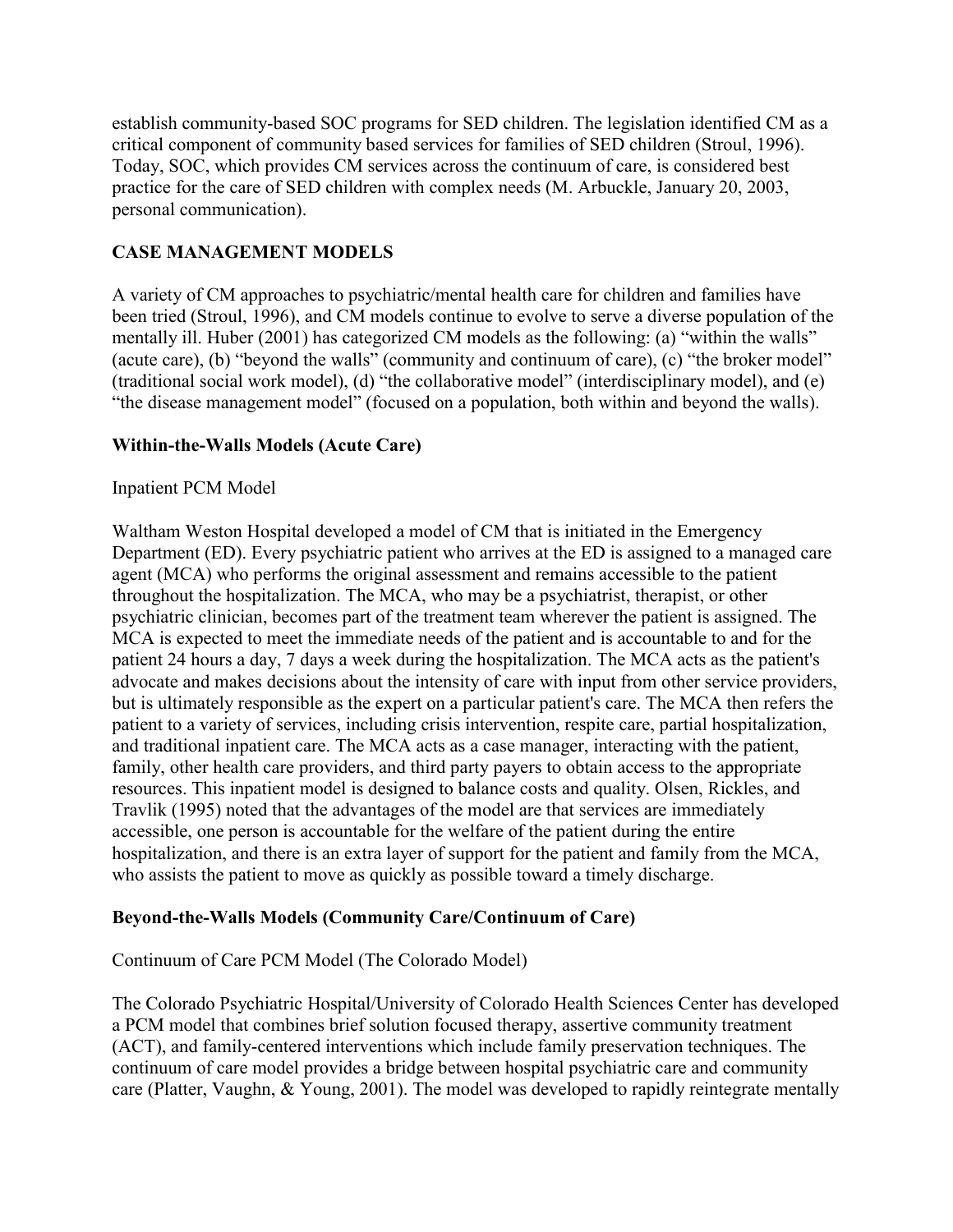establish community-based SOC programs for SED children. The legislation identified CM as a critical component of community based services for families of SED children (Stroul, 1996). Today, SOC, which provides CM services across the continuum of care, is considered best practice for the care of SED children with complex needs (M. Arbuckle, January 20, 2003, personal communication).

## CASE MANAGEMENT MODELS

A variety of CM approaches to psychiatric/mental health care for children and families have been tried (Stroul, 1996), and CM models continue to evolve to serve a diverse population of the mentally ill. Huber (2001) has categorized CM models as the following: (a) "within the walls" (acute care), (b) "beyond the walls" (community and continuum of care), (c) "the broker model" (traditional social work model), (d) "the collaborative model" (interdisciplinary model), and (e) "the disease management model" (focused on a population, both within and beyond the walls).

### Within-the-Walls Models (Acute Care)

Inpatient PCM Model

Waltham Weston Hospital developed a model of CM that is initiated in the Emergency Department (ED). Every psychiatric patient who arrives at the ED is assigned to a managed care agent (MCA) who performs the original assessment and remains accessible to the patient throughout the hospitalization. The MCA, who may be a psychiatrist, therapist, or other psychiatric clinician, becomes part of the treatment team wherever the patient is assigned. The MCA is expected to meet the immediate needs of the patient and is accountable to and for the patient 24 hours a day, 7 days a week during the hospitalization. The MCA acts as the patient's advocate and makes decisions about the intensity of care with input from other service providers, but is ultimately responsible as the expert on a particular patient's care. The MCA then refers the patient to a variety of services, including crisis intervention, respite care, partial hospitalization, and traditional inpatient care. The MCA acts as a case manager, interacting with the patient, family, other health care providers, and third party payers to obtain access to the appropriate resources. This inpatient model is designed to balance costs and quality. Olsen, Rickles, and Travlik (1995) noted that the advantages of the model are that services are immediately accessible, one person is accountable for the welfare of the patient during the entire hospitalization, and there is an extra layer of support for the patient and family from the MCA, who assists the patient to move as quickly as possible toward a timely discharge.

### Beyond-the-Walls Models (Community Care/Continuum of Care)

Continuum of Care PCM Model (The Colorado Model)

The Colorado Psychiatric Hospital/University of Colorado Health Sciences Center has developed a PCM model that combines brief solution focused therapy, assertive community treatment (ACT), and family-centered interventions which include family preservation techniques. The continuum of care model provides a bridge between hospital psychiatric care and community care (Platter, Vaughn, & Young, 2001). The model was developed to rapidly reintegrate mentally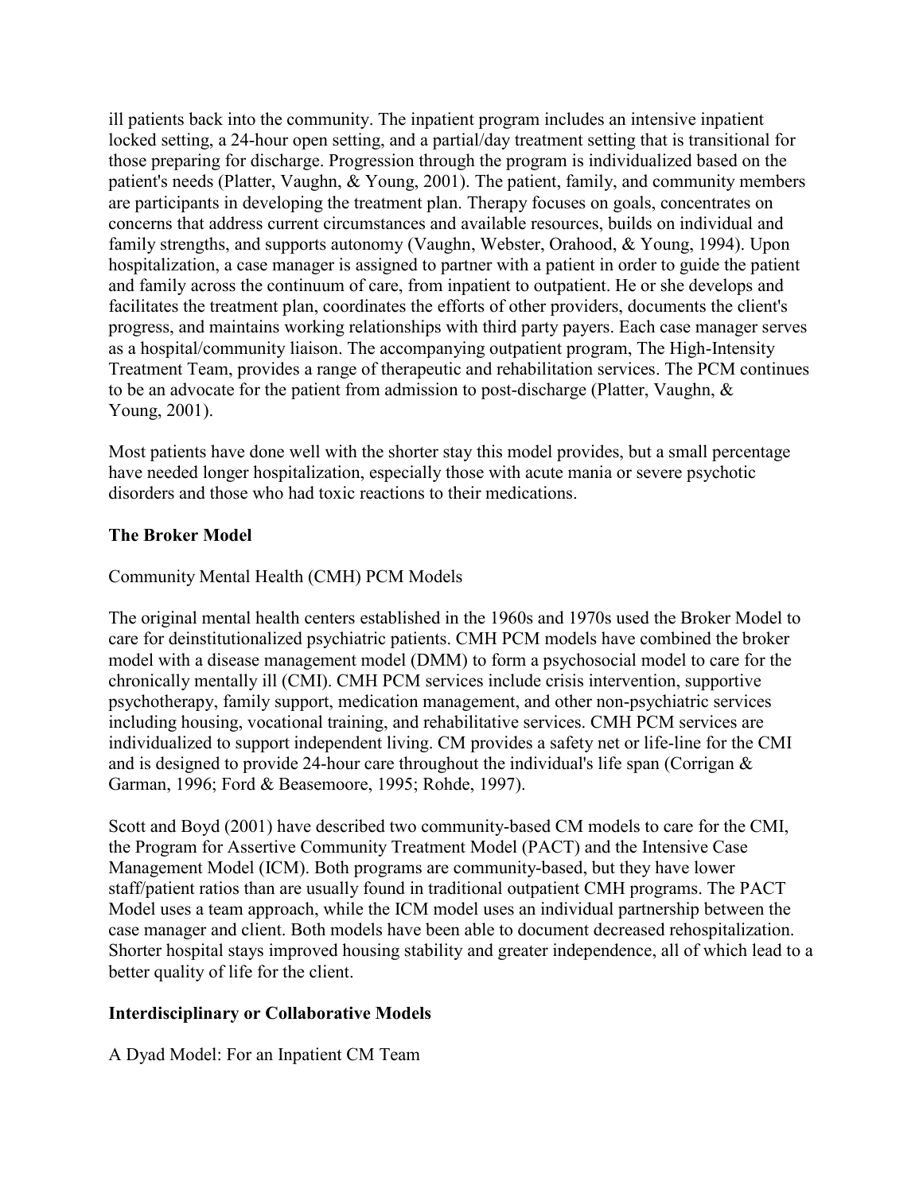ill patients back into the community. The inpatient program includes an intensive inpatient locked setting, a 24-hour open setting, and a partial/day treatment setting that is transitional for those preparing for discharge. Progression through the program is individualized based on the patient's needs (Platter, Vaughn, & Young, 2001). The patient, family, and community members are participants in developing the treatment plan. Therapy focuses on goals, concentrates on concerns that address current circumstances and available resources, builds on individual and family strengths, and supports autonomy (Vaughn, Webster, Orahood, & Young, 1994). Upon hospitalization, a case manager is assigned to partner with a patient in order to guide the patient and family across the continuum of care, from inpatient to outpatient. He or she develops and facilitates the treatment plan, coordinates the efforts of other providers, documents the client's progress, and maintains working relationships with third party payers. Each case manager serves as a hospital/community liaison. The accompanying outpatient program, The High-Intensity Treatment Team, provides a range of therapeutic and rehabilitation services. The PCM continues to be an advocate for the patient from admission to post-discharge (Platter, Vaughn, & Young, 2001).

Most patients have done well with the shorter stay this model provides, but a small percentage have needed longer hospitalization, especially those with acute mania or severe psychotic disorders and those who had toxic reactions to their medications.

### The Broker Model

Community Mental Health (CMH) PCM Models

The original mental health centers established in the 1960s and 1970s used the Broker Model to care for deinstitutionalized psychiatric patients. CMH PCM models have combined the broker model with a disease management model (DMM) to form a psychosocial model to care for the chronically mentally ill (CMI). CMH PCM services include crisis intervention, supportive psychotherapy, family support, medication management, and other non-psychiatric services including housing, vocational training, and rehabilitative services. CMH PCM services are individualized to support independent living. CM provides a safety net or life-line for the CMI and is designed to provide 24-hour care throughout the individual's life span (Corrigan & Garman, 1996; Ford & Beasemoore, 1995; Rohde, 1997).

Scott and Boyd (2001) have described two community-based CM models to care for the CMI, the Program for Assertive Community Treatment Model (PACT) and the Intensive Case Management Model (ICM). Both programs are community-based, but they have lower staff/patient ratios than are usually found in traditional outpatient CMH programs. The PACT Model uses a team approach, while the ICM model uses an individual partnership between the case manager and client. Both models have been able to document decreased rehospitalization. Shorter hospital stays improved housing stability and greater independence, all of which lead to a better quality of life for the client.

### Interdisciplinary or Collaborative Models

A Dyad Model: For an Inpatient CM Team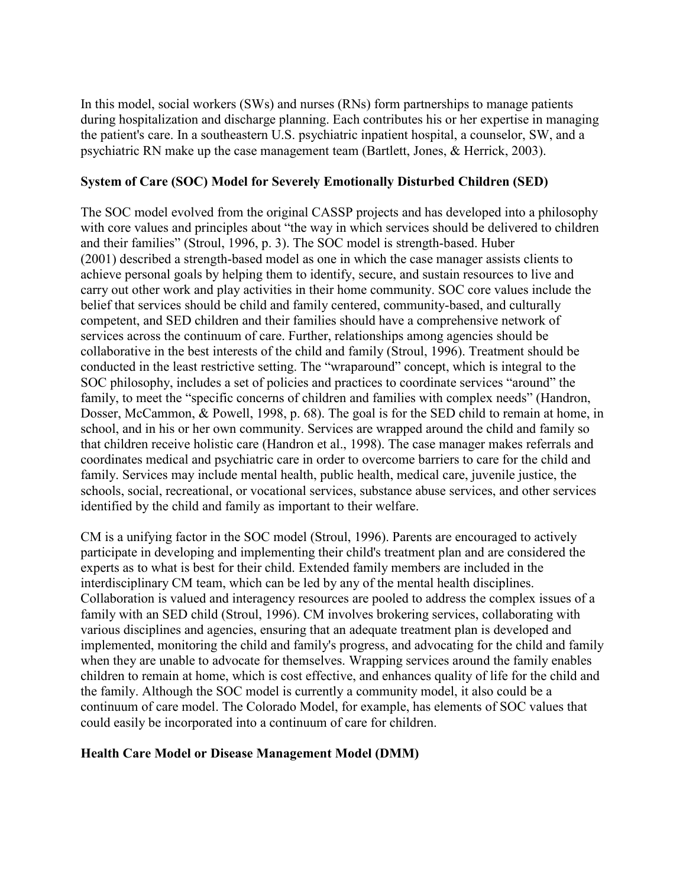In this model, social workers (SWs) and nurses (RNs) form partnerships to manage patients during hospitalization and discharge planning. Each contributes his or her expertise in managing the patient's care. In a southeastern U.S. psychiatric inpatient hospital, a counselor, SW, and a psychiatric RN make up the case management team (Bartlett, Jones, & Herrick, 2003).

**System of Care (SOC) Model for Severely Emotionally Disturbed Children (SED)**

The SOC model evolved from the original CASSP projects and has developed into a philosophy with core values and principles about "the way in which services should be delivered to children and their families" (Stroul, 1996, p. 3). The SOC model is strength-based. Huber (2001) described a strength-based model as one in which the case manager assists clients to achieve personal goals by helping them to identify, secure, and sustain resources to live and carry out other work and play activities in their home community. SOC core values include the belief that services should be child and family centered, community-based, and culturally competent, and SED children and their families should have a comprehensive network of services across the continuum of care. Further, relationships among agencies should be collaborative in the best interests of the child and family (Stroul, 1996). Treatment should be conducted in the least restrictive setting. The "wraparound" concept, which is integral to the SOC philosophy, includes a set of policies and practices to coordinate services "around" the family, to meet the "specific concerns of children and families with complex needs" (Handron, Dosser, McCammon, & Powell, 1998, p. 68). The goal is for the SED child to remain at home, in school, and in his or her own community. Services are wrapped around the child and family so that children receive holistic care (Handron et al., 1998). The case manager makes referrals and coordinates medical and psychiatric care in order to overcome barriers to care for the child and family. Services may include mental health, public health, medical care, juvenile justice, the schools, social, recreational, or vocational services, substance abuse services, and other services identified by the child and family as important to their welfare.

CM is a unifying factor in the SOC model (Stroul, 1996). Parents are encouraged to actively participate in developing and implementing their child's treatment plan and are considered the experts as to what is best for their child. Extended family members are included in the interdisciplinary CM team, which can be led by any of the mental health disciplines. Collaboration is valued and interagency resources are pooled to address the complex issues of a family with an SED child (Stroul, 1996). CM involves brokering services, collaborating with various disciplines and agencies, ensuring that an adequate treatment plan is developed and implemented, monitoring the child and family's progress, and advocating for the child and family when they are unable to advocate for themselves. Wrapping services around the family enables children to remain at home, which is cost effective, and enhances quality of life for the child and the family. Although the SOC model is currently a community model, it also could be a continuum of care model. The Colorado Model, for example, has elements of SOC values that could easily be incorporated into a continuum of care for children.

**Health Care Model or Disease Management Model (DMM)**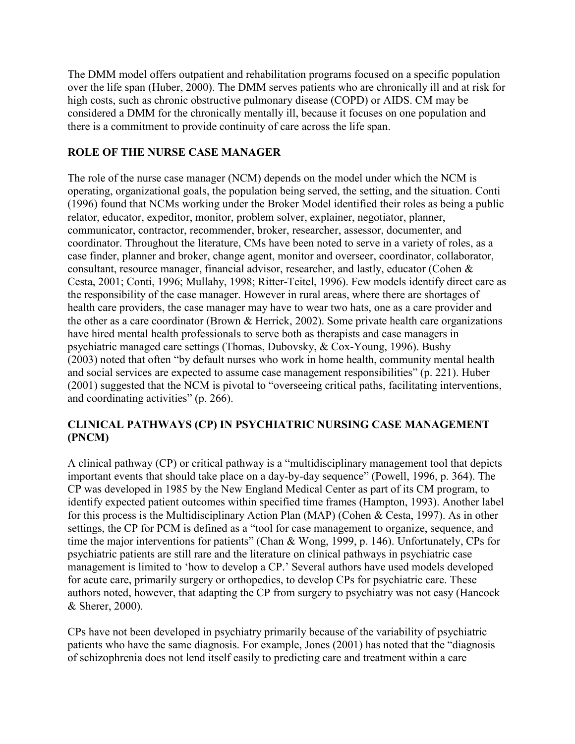The DMM model offers outpatient and rehabilitation programs focused on a specific population over the life span (Huber, 2000). The DMM serves patients who are chronically ill and at risk for high costs, such as chronic obstructive pulmonary disease (COPD) or AIDS. CM may be considered a DMM for the chronically mentally ill, because it focuses on one population and there is a commitment to provide continuity of care across the life span.

## ROLE OF THE NURSE CASE MANAGER

The role of the nurse case manager (NCM) depends on the model under which the NCM is operating, organizational goals, the population being served, the setting, and the situation. Conti (1996) found that NCMs working under the Broker Model identified their roles as being a public relator, educator, expeditor, monitor, problem solver, explainer, negotiator, planner, communicator, contractor, recommender, broker, researcher, assessor, documenter, and coordinator. Throughout the literature, CMs have been noted to serve in a variety of roles, as a case finder, planner and broker, change agent, monitor and overseer, coordinator, collaborator, consultant, resource manager, financial advisor, researcher, and lastly, educator (Cohen & Cesta, 2001; Conti, 1996; Mullahy, 1998; Ritter-Teitel, 1996). Few models identify direct care as the responsibility of the case manager. However in rural areas, where there are shortages of health care providers, the case manager may have to wear two hats, one as a care provider and the other as a care coordinator (Brown & Herrick, 2002). Some private health care organizations have hired mental health professionals to serve both as therapists and case managers in psychiatric managed care settings (Thomas, Dubovsky, & Cox-Young, 1996). Bushy (2003) noted that often "by default nurses who work in home health, community mental health and social services are expected to assume case management responsibilities" (p. 221). Huber (2001) suggested that the NCM is pivotal to "overseeing critical paths, facilitating interventions, and coordinating activities" (p. 266).

## CLINICAL PATHWAYS (CP) IN PSYCHIATRIC NURSING CASE MANAGEMENT (PNCM)

A clinical pathway (CP) or critical pathway is a "multidisciplinary management tool that depicts important events that should take place on a day-by-day sequence" (Powell, 1996, p. 364). The CP was developed in 1985 by the New England Medical Center as part of its CM program, to identify expected patient outcomes within specified time frames (Hampton, 1993). Another label for this process is the Multidisciplinary Action Plan (MAP) (Cohen & Cesta, 1997). As in other settings, the CP for PCM is defined as a "tool for case management to organize, sequence, and time the major interventions for patients" (Chan & Wong, 1999, p. 146). Unfortunately, CPs for psychiatric patients are still rare and the literature on clinical pathways in psychiatric case management is limited to 'how to develop a CP.' Several authors have used models developed for acute care, primarily surgery or orthopedics, to develop CPs for psychiatric care. These authors noted, however, that adapting the CP from surgery to psychiatry was not easy (Hancock & Sherer, 2000).

CPs have not been developed in psychiatry primarily because of the variability of psychiatric patients who have the same diagnosis. For example, Jones (2001) has noted that the "diagnosis of schizophrenia does not lend itself easily to predicting care and treatment within a care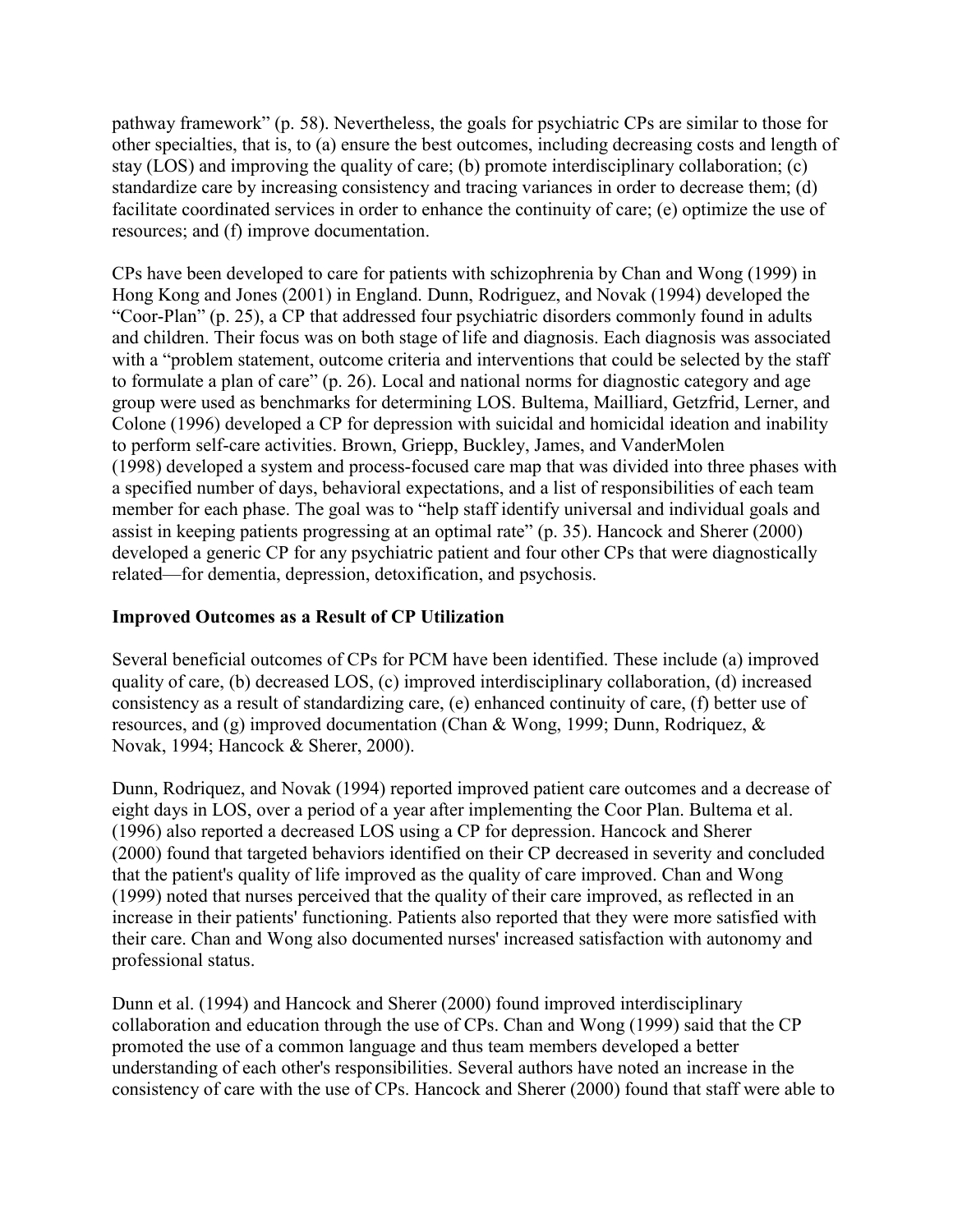pathway framework" (p. 58). Nevertheless, the goals for psychiatric CPs are similar to those for other specialties, that is, to (a) ensure the best outcomes, including decreasing costs and length of stay (LOS) and improving the quality of care; (b) promote interdisciplinary collaboration; (c) standardize care by increasing consistency and tracing variances in order to decrease them; (d) facilitate coordinated services in order to enhance the continuity of care; (e) optimize the use of resources; and (f) improve documentation.

CPs have been developed to care for patients with schizophrenia by Chan and Wong (1999) in Hong Kong and Jones (2001) in England. Dunn, Rodriguez, and Novak (1994) developed the "Coor-Plan" (p. 25), a CP that addressed four psychiatric disorders commonly found in adults and children. Their focus was on both stage of life and diagnosis. Each diagnosis was associated with a "problem statement, outcome criteria and interventions that could be selected by the staff to formulate a plan of care" (p. 26). Local and national norms for diagnostic category and age group were used as benchmarks for determining LOS. Bultema, Mailliard, Getzfrid, Lerner, and Colone (1996) developed a CP for depression with suicidal and homicidal ideation and inability to perform self-care activities. Brown, Griepp, Buckley, James, and VanderMolen (1998) developed a system and process-focused care map that was divided into three phases with a specified number of days, behavioral expectations, and a list of responsibilities of each team member for each phase. The goal was to "help staff identify universal and individual goals and assist in keeping patients progressing at an optimal rate" (p. 35). Hancock and Sherer (2000) developed a generic CP for any psychiatric patient and four other CPs that were diagnostically related—for dementia, depression, detoxification, and psychosis.

### Improved Outcomes as a Result of CP Utilization

Several beneficial outcomes of CPs for PCM have been identified. These include (a) improved quality of care, (b) decreased LOS, (c) improved interdisciplinary collaboration, (d) increased consistency as a result of standardizing care, (e) enhanced continuity of care, (f) better use of resources, and (g) improved documentation (Chan & Wong, 1999; Dunn, Rodriquez, & Novak, 1994; Hancock & Sherer, 2000).

Dunn, Rodriquez, and Novak (1994) reported improved patient care outcomes and a decrease of eight days in LOS, over a period of a year after implementing the Coor Plan. Bultema et al. (1996) also reported a decreased LOS using a CP for depression. Hancock and Sherer (2000) found that targeted behaviors identified on their CP decreased in severity and concluded that the patient's quality of life improved as the quality of care improved. Chan and Wong (1999) noted that nurses perceived that the quality of their care improved, as reflected in an increase in their patients' functioning. Patients also reported that they were more satisfied with their care. Chan and Wong also documented nurses' increased satisfaction with autonomy and professional status.

Dunn et al. (1994) and Hancock and Sherer (2000) found improved interdisciplinary collaboration and education through the use of CPs. Chan and Wong (1999) said that the CP promoted the use of a common language and thus team members developed a better understanding of each other's responsibilities. Several authors have noted an increase in the consistency of care with the use of CPs. Hancock and Sherer (2000) found that staff were able to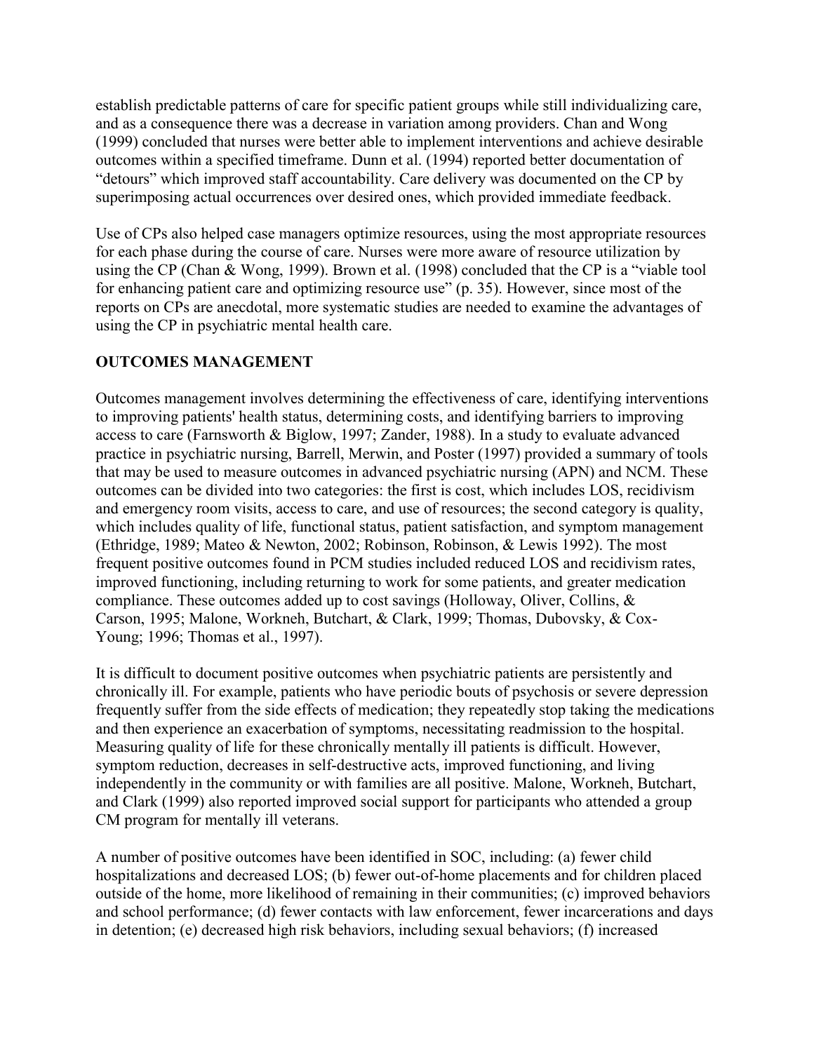establish predictable patterns of care for specific patient groups while still individualizing care, and as a consequence there was a decrease in variation among providers. Chan and Wong (1999) concluded that nurses were better able to implement interventions and achieve desirable outcomes within a specified timeframe. Dunn et al. (1994) reported better documentation of "detours" which improved staff accountability. Care delivery was documented on the CP by superimposing actual occurrences over desired ones, which provided immediate feedback.

Use of CPs also helped case managers optimize resources, using the most appropriate resources for each phase during the course of care. Nurses were more aware of resource utilization by using the CP (Chan & Wong, 1999). Brown et al. (1998) concluded that the CP is a "viable tool for enhancing patient care and optimizing resource use" (p. 35). However, since most of the reports on CPs are anecdotal, more systematic studies are needed to examine the advantages of using the CP in psychiatric mental health care.

## OUTCOMES MANAGEMENT

Outcomes management involves determining the effectiveness of care, identifying interventions to improving patients' health status, determining costs, and identifying barriers to improving access to care (Farnsworth & Biglow, 1997; Zander, 1988). In a study to evaluate advanced practice in psychiatric nursing, Barrell, Merwin, and Poster (1997) provided a summary of tools that may be used to measure outcomes in advanced psychiatric nursing (APN) and NCM. These outcomes can be divided into two categories: the first is cost, which includes LOS, recidivism and emergency room visits, access to care, and use of resources; the second category is quality, which includes quality of life, functional status, patient satisfaction, and symptom management (Ethridge, 1989; Mateo & Newton, 2002; Robinson, Robinson, & Lewis 1992). The most frequent positive outcomes found in PCM studies included reduced LOS and recidivism rates, improved functioning, including returning to work for some patients, and greater medication compliance. These outcomes added up to cost savings (Holloway, Oliver, Collins, & Carson, 1995; Malone, Workneh, Butchart, & Clark, 1999; Thomas, Dubovsky, & Cox-Young; 1996; Thomas et al., 1997).

It is difficult to document positive outcomes when psychiatric patients are persistently and chronically ill. For example, patients who have periodic bouts of psychosis or severe depression frequently suffer from the side effects of medication; they repeatedly stop taking the medications and then experience an exacerbation of symptoms, necessitating readmission to the hospital. Measuring quality of life for these chronically mentally ill patients is difficult. However, symptom reduction, decreases in self-destructive acts, improved functioning, and living independently in the community or with families are all positive. Malone, Workneh, Butchart, and Clark (1999) also reported improved social support for participants who attended a group CM program for mentally ill veterans.

A number of positive outcomes have been identified in SOC, including: (a) fewer child hospitalizations and decreased LOS; (b) fewer out-of-home placements and for children placed outside of the home, more likelihood of remaining in their communities; (c) improved behaviors and school performance; (d) fewer contacts with law enforcement, fewer incarcerations and days in detention; (e) decreased high risk behaviors, including sexual behaviors; (f) increased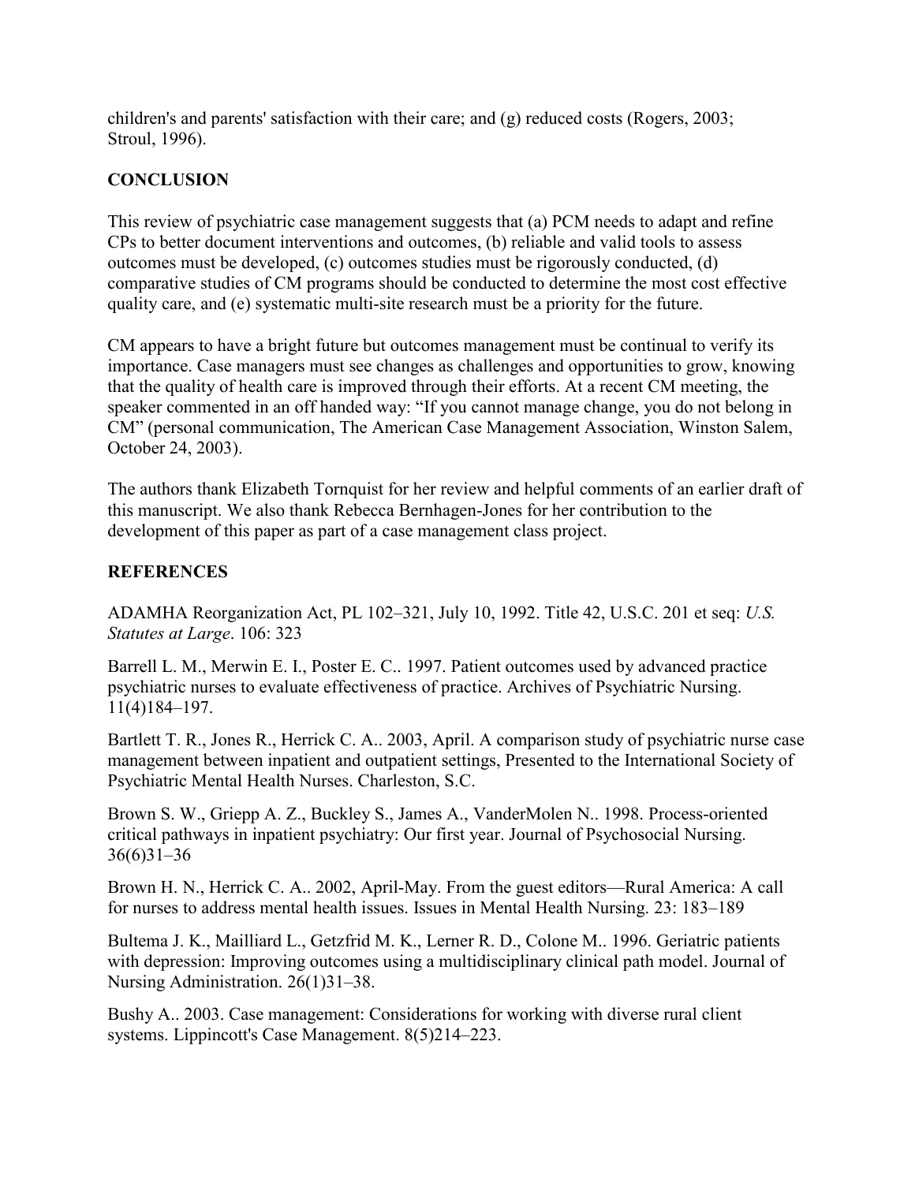children's and parents' satisfaction with their care; and (g) reduced costs (Rogers, 2003; Stroul, 1996).

## CONCLUSION

This review of psychiatric case management suggests that (a) PCM needs to adapt and refine CPs to better document interventions and outcomes, (b) reliable and valid tools to assess outcomes must be developed, (c) outcomes studies must be rigorously conducted, (d) comparative studies of CM programs should be conducted to determine the most cost effective quality care, and (e) systematic multi-site research must be a priority for the future.

CM appears to have a bright future but outcomes management must be continual to verify its importance. Case managers must see changes as challenges and opportunities to grow, knowing that the quality of health care is improved through their efforts. At a recent CM meeting, the speaker commented in an off handed way: "If you cannot manage change, you do not belong in CM" (personal communication, The American Case Management Association, Winston Salem, October 24, 2003).

The authors thank Elizabeth Tornquist for her review and helpful comments of an earlier draft of this manuscript. We also thank Rebecca Bernhagen-Jones for her contribution to the development of this paper as part of a case management class project.

## REFERENCES

ADAMHA Reorganization Act, PL 102–321, July 10, 1992. Title 42, U.S.C. 201 et seq: *U.S. Statutes at Large*. 106: 323

Barrell L. M., Merwin E. I., Poster E. C.. 1997. Patient outcomes used by advanced practice psychiatric nurses to evaluate effectiveness of practice. Archives of Psychiatric Nursing. 11(4)184–197.

Bartlett T. R., Jones R., Herrick C. A.. 2003, April. A comparison study of psychiatric nurse case management between inpatient and outpatient settings, Presented to the International Society of Psychiatric Mental Health Nurses. Charleston, S.C.

Brown S. W., Griepp A. Z., Buckley S., James A., VanderMolen N.. 1998. Process-oriented critical pathways in inpatient psychiatry: Our first year. Journal of Psychosocial Nursing. 36(6)31–36

Brown H. N., Herrick C. A.. 2002, April-May. From the guest editors—Rural America: A call for nurses to address mental health issues. Issues in Mental Health Nursing. 23: 183–189

Bultema J. K., Mailliard L., Getzfrid M. K., Lerner R. D., Colone M.. 1996. Geriatric patients with depression: Improving outcomes using a multidisciplinary clinical path model. Journal of Nursing Administration. 26(1)31–38.

Bushy A.. 2003. Case management: Considerations for working with diverse rural client systems. Lippincott's Case Management. 8(5)214–223.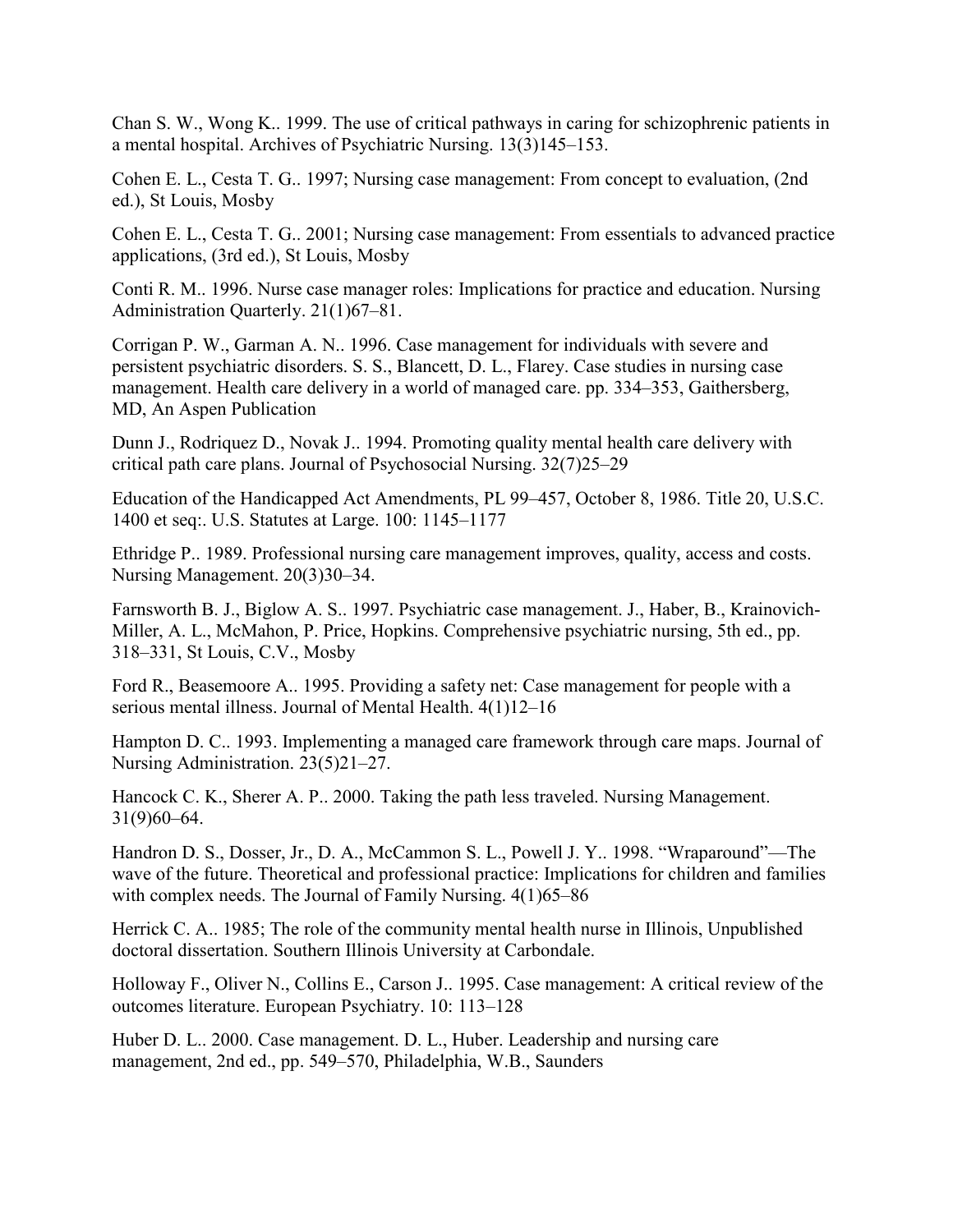Chan S. W., Wong K.. 1999. The use of critical pathways in caring for schizophrenic patients in a mental hospital. Archives of Psychiatric Nursing. 13(3)145–153.

Cohen E. L., Cesta T. G.. 1997; Nursing case management: From concept to evaluation, (2nd ed.), St Louis, Mosby

Cohen E. L., Cesta T. G.. 2001; Nursing case management: From essentials to advanced practice applications, (3rd ed.), St Louis, Mosby

Conti R. M.. 1996. Nurse case manager roles: Implications for practice and education. Nursing Administration Quarterly. 21(1)67–81.

Corrigan P. W., Garman A. N.. 1996. Case management for individuals with severe and persistent psychiatric disorders. S. S., Blancett, D. L., Flarey. Case studies in nursing case management. Health care delivery in a world of managed care. pp. 334–353, Gaithersberg, MD, An Aspen Publication

Dunn J., Rodriquez D., Novak J.. 1994. Promoting quality mental health care delivery with critical path care plans. Journal of Psychosocial Nursing. 32(7)25–29

Education of the Handicapped Act Amendments, PL 99–457, October 8, 1986. Title 20, U.S.C. 1400 et seq:. U.S. Statutes at Large. 100: 1145–1177

Ethridge P.. 1989. Professional nursing care management improves, quality, access and costs. Nursing Management. 20(3)30–34.

Farnsworth B. J., Biglow A. S.. 1997. Psychiatric case management. J., Haber, B., Krainovich-Miller, A. L., McMahon, P. Price, Hopkins. Comprehensive psychiatric nursing, 5th ed., pp. 318–331, St Louis, C.V., Mosby

Ford R., Beasemoore A.. 1995. Providing a safety net: Case management for people with a serious mental illness. Journal of Mental Health. 4(1)12–16

Hampton D. C.. 1993. Implementing a managed care framework through care maps. Journal of Nursing Administration. 23(5)21–27.

Hancock C. K., Sherer A. P.. 2000. Taking the path less traveled. Nursing Management. 31(9)60–64.

Handron D. S., Dosser, Jr., D. A., McCammon S. L., Powell J. Y.. 1998. "Wraparound"—The wave of the future. Theoretical and professional practice: Implications for children and families with complex needs. The Journal of Family Nursing. 4(1)65–86

Herrick C. A.. 1985; The role of the community mental health nurse in Illinois, Unpublished doctoral dissertation. Southern Illinois University at Carbondale.

Holloway F., Oliver N., Collins E., Carson J.. 1995. Case management: A critical review of the outcomes literature. European Psychiatry. 10: 113–128

Huber D. L.. 2000. Case management. D. L., Huber. Leadership and nursing care management, 2nd ed., pp. 549–570, Philadelphia, W.B., Saunders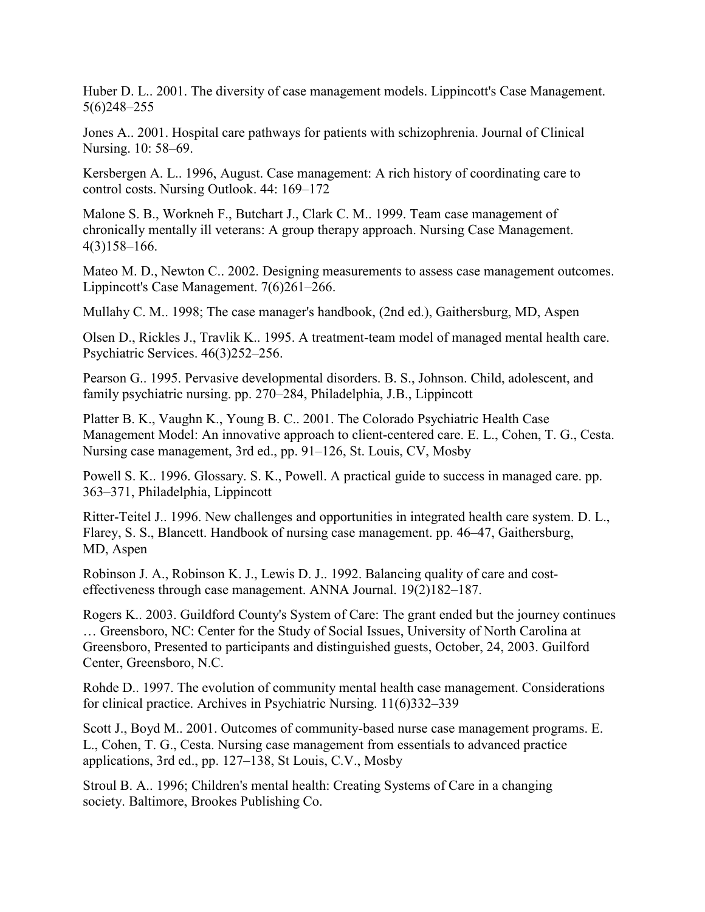Huber D. L.. 2001. The diversity of case management models. Lippincott's Case Management. 5(6)248–255

Jones A.. 2001. Hospital care pathways for patients with schizophrenia. Journal of Clinical Nursing. 10: 58–69.

Kersbergen A. L.. 1996, August. Case management: A rich history of coordinating care to control costs. Nursing Outlook. 44: 169–172

Malone S. B., Workneh F., Butchart J., Clark C. M.. 1999. Team case management of chronically mentally ill veterans: A group therapy approach. Nursing Case Management. 4(3)158–166.

Mateo M. D., Newton C.. 2002. Designing measurements to assess case management outcomes. Lippincott's Case Management. 7(6)261–266.

Mullahy C. M.. 1998; The case manager's handbook, (2nd ed.), Gaithersburg, MD, Aspen

Olsen D., Rickles J., Travlik K.. 1995. A treatment-team model of managed mental health care. Psychiatric Services. 46(3)252–256.

Pearson G.. 1995. Pervasive developmental disorders. B. S., Johnson. Child, adolescent, and family psychiatric nursing. pp. 270–284, Philadelphia, J.B., Lippincott

Platter B. K., Vaughn K., Young B. C.. 2001. The Colorado Psychiatric Health Case Management Model: An innovative approach to client-centered care. E. L., Cohen, T. G., Cesta. Nursing case management, 3rd ed., pp. 91–126, St. Louis, CV, Mosby

Powell S. K.. 1996. Glossary. S. K., Powell. A practical guide to success in managed care. pp. 363–371, Philadelphia, Lippincott

Ritter-Teitel J.. 1996. New challenges and opportunities in integrated health care system. D. L., Flarey, S. S., Blancett. Handbook of nursing case management. pp. 46–47, Gaithersburg, MD, Aspen

Robinson J. A., Robinson K. J., Lewis D. J.. 1992. Balancing quality of care and cost-effectiveness through case management. ANNA Journal. 19(2)182–187.

Rogers K.. 2003. Guildford County's System of Care: The grant ended but the journey continues … Greensboro, NC: Center for the Study of Social Issues, University of North Carolina at Greensboro, Presented to participants and distinguished guests, October, 24, 2003. Guilford Center, Greensboro, N.C.

Rohde D.. 1997. The evolution of community mental health case management. Considerations for clinical practice. Archives in Psychiatric Nursing. 11(6)332–339

Scott J., Boyd M.. 2001. Outcomes of community-based nurse case management programs. E. L., Cohen, T. G., Cesta. Nursing case management from essentials to advanced practice applications, 3rd ed., pp. 127–138, St Louis, C.V., Mosby

Stroul B. A.. 1996; Children's mental health: Creating Systems of Care in a changing society. Baltimore, Brookes Publishing Co.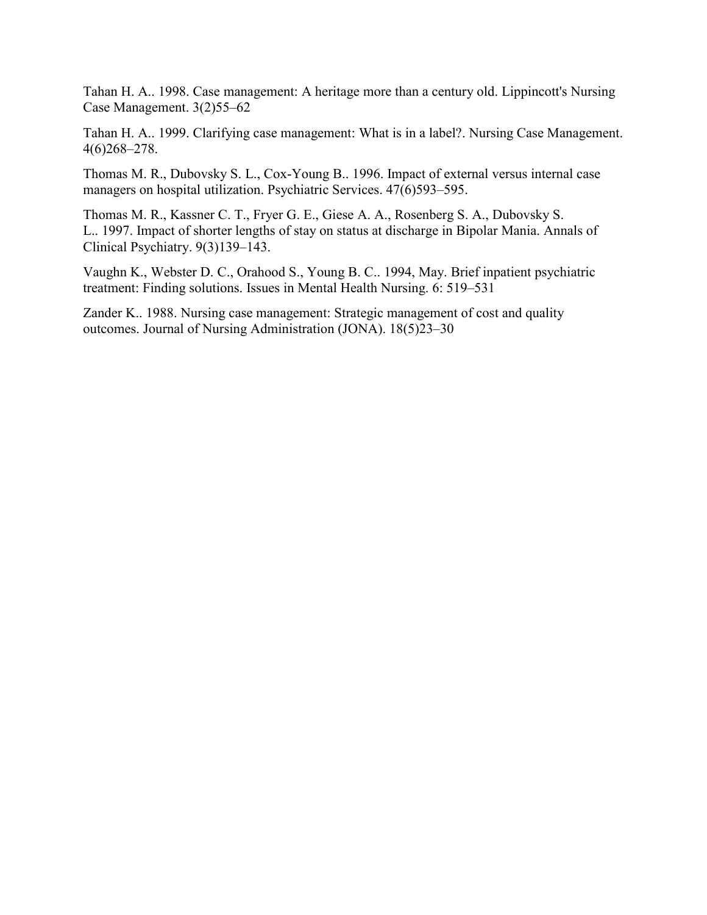Tahan H. A.. 1998. Case management: A heritage more than a century old. Lippincott's Nursing Case Management. 3(2)55–62

Tahan H. A.. 1999. Clarifying case management: What is in a label?. Nursing Case Management. 4(6)268–278.

Thomas M. R., Dubovsky S. L., Cox-Young B.. 1996. Impact of external versus internal case managers on hospital utilization. Psychiatric Services. 47(6)593–595.

Thomas M. R., Kassner C. T., Fryer G. E., Giese A. A., Rosenberg S. A., Dubovsky S. L.. 1997. Impact of shorter lengths of stay on status at discharge in Bipolar Mania. Annals of Clinical Psychiatry. 9(3)139–143.

Vaughn K., Webster D. C., Orahood S., Young B. C.. 1994, May. Brief inpatient psychiatric treatment: Finding solutions. Issues in Mental Health Nursing. 6: 519–531

Zander K.. 1988. Nursing case management: Strategic management of cost and quality outcomes. Journal of Nursing Administration (JONA). 18(5)23–30